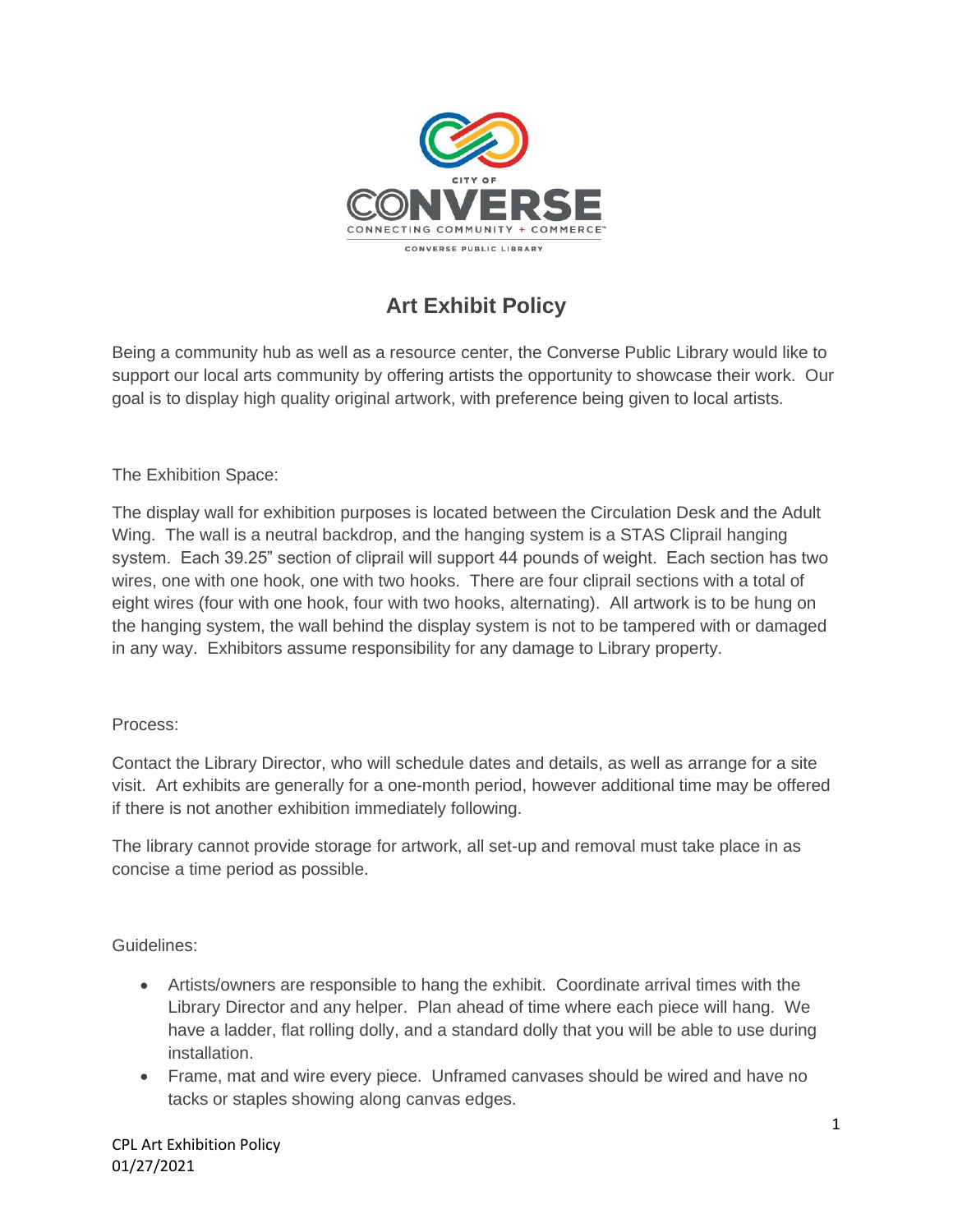CITY OF

CONVERSE

CONNECTING COMMUNITY + COMMERCE™

CONVERSE PUBLIC LIBRARY

# Art Exhibit Policy

Being a community hub as well as a resource center, the Converse Public Library would like to support our local arts community by offering artists the opportunity to showcase their work. Our goal is to display high quality original artwork, with preference being given to local artists.

The Exhibition Space:

The display wall for exhibition purposes is located between the Circulation Desk and the Adult Wing. The wall is a neutral backdrop, and the hanging system is a STAS Cliprail hanging system. Each 39.25" section of cliprail will support 44 pounds of weight. Each section has two wires, one with one hook, one with two hooks. There are four cliprail sections with a total of eight wires (four with one hook, four with two hooks, alternating). All artwork is to be hung on the hanging system, the wall behind the display system is not to be tampered with or damaged in any way. Exhibitors assume responsibility for any damage to Library property.

Process:

Contact the Library Director, who will schedule dates and details, as well as arrange for a site visit. Art exhibits are generally for a one-month period, however additional time may be offered if there is not another exhibition immediately following.

The library cannot provide storage for artwork, all set-up and removal must take place in as concise a time period as possible.

Guidelines:

- Artists/owners are responsible to hang the exhibit. Coordinate arrival times with the Library Director and any helper. Plan ahead of time where each piece will hang. We have a ladder, flat rolling dolly, and a standard dolly that you will be able to use during installation.
- Frame, mat and wire every piece. Unframed canvases should be wired and have no tacks or staples showing along canvas edges.

CPL Art Exhibition Policy
01/27/2021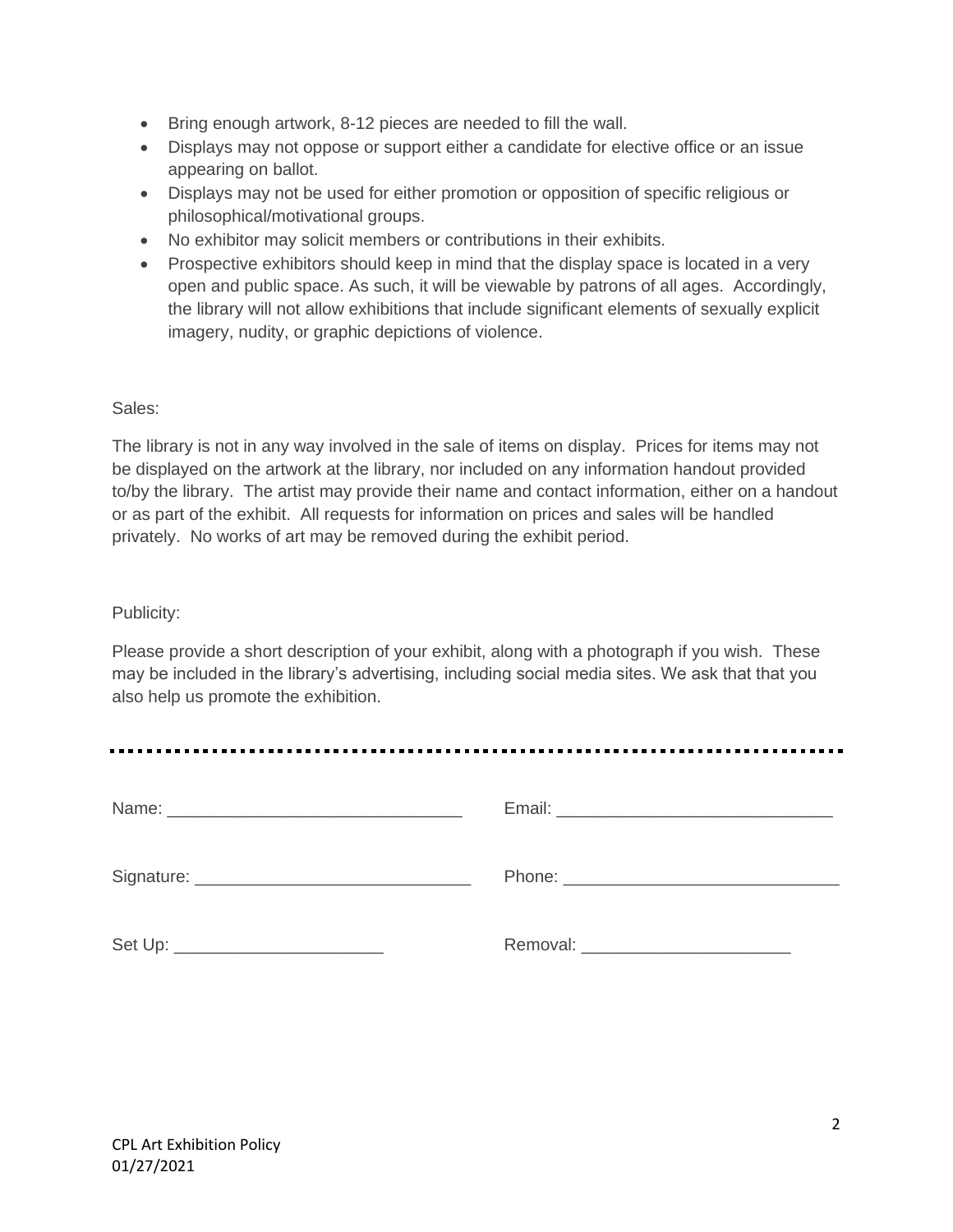- Bring enough artwork, 8-12 pieces are needed to fill the wall.
- Displays may not oppose or support either a candidate for elective office or an issue appearing on ballot.
- Displays may not be used for either promotion or opposition of specific religious or philosophical/motivational groups.
- No exhibitor may solicit members or contributions in their exhibits.
- Prospective exhibitors should keep in mind that the display space is located in a very open and public space. As such, it will be viewable by patrons of all ages. Accordingly, the library will not allow exhibitions that include significant elements of sexually explicit imagery, nudity, or graphic depictions of violence.

Sales:

The library is not in any way involved in the sale of items on display. Prices for items may not be displayed on the artwork at the library, nor included on any information handout provided to/by the library. The artist may provide their name and contact information, either on a handout or as part of the exhibit. All requests for information on prices and sales will be handled privately. No works of art may be removed during the exhibit period.

Publicity:

Please provide a short description of your exhibit, along with a photograph if you wish. These may be included in the library's advertising, including social media sites. We ask that that you also help us promote the exhibition.

---

Name: ______________________________ Email: ______________________________

Signature: ______________________________ Phone: ______________________________

Set Up: ______________________ Removal: ______________________

CPL Art Exhibition Policy
01/27/2021